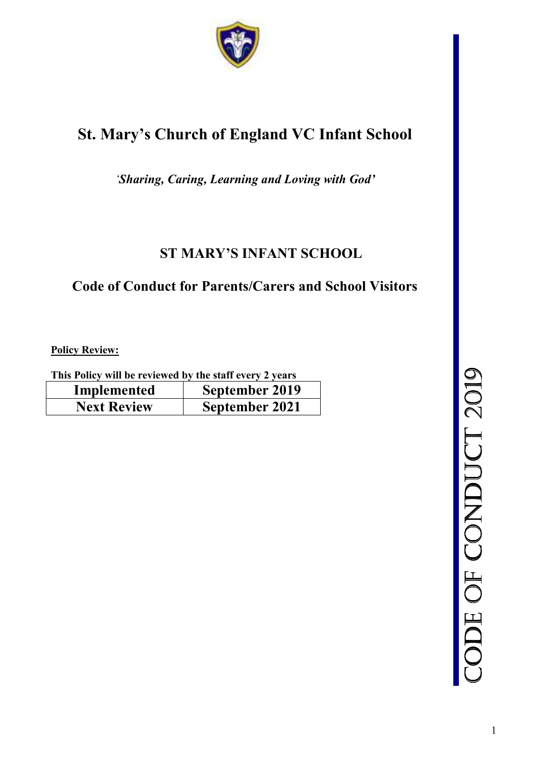# St. Mary's Church of England VC Infant School

*'Sharing, Caring, Learning and Loving with God'*

## ST MARY'S INFANT SCHOOL

## Code of Conduct for Parents/Carers and School Visitors

**Policy Review:**

**This Policy will be reviewed by the staff every 2 years**

| Implemented | September 2019 |
|---|---|
| Next Review | September 2021 |

CODE OF CONDUCT 2019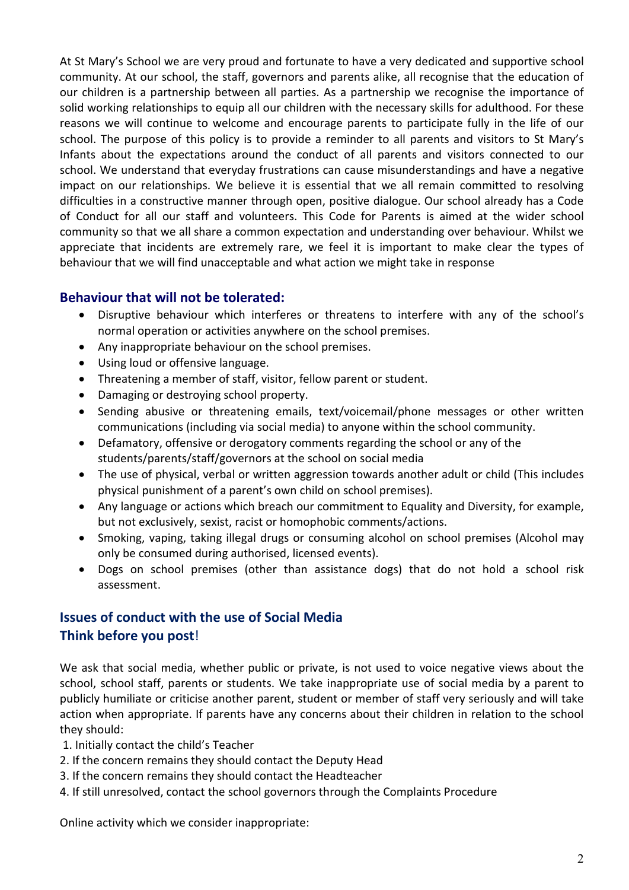At St Mary's School we are very proud and fortunate to have a very dedicated and supportive school community. At our school, the staff, governors and parents alike, all recognise that the education of our children is a partnership between all parties. As a partnership we recognise the importance of solid working relationships to equip all our children with the necessary skills for adulthood. For these reasons we will continue to welcome and encourage parents to participate fully in the life of our school. The purpose of this policy is to provide a reminder to all parents and visitors to St Mary's Infants about the expectations around the conduct of all parents and visitors connected to our school. We understand that everyday frustrations can cause misunderstandings and have a negative impact on our relationships. We believe it is essential that we all remain committed to resolving difficulties in a constructive manner through open, positive dialogue. Our school already has a Code of Conduct for all our staff and volunteers. This Code for Parents is aimed at the wider school community so that we all share a common expectation and understanding over behaviour. Whilst we appreciate that incidents are extremely rare, we feel it is important to make clear the types of behaviour that we will find unacceptable and what action we might take in response

## Behaviour that will not be tolerated:

- Disruptive behaviour which interferes or threatens to interfere with any of the school's normal operation or activities anywhere on the school premises.
- Any inappropriate behaviour on the school premises.
- Using loud or offensive language.
- Threatening a member of staff, visitor, fellow parent or student.
- Damaging or destroying school property.
- Sending abusive or threatening emails, text/voicemail/phone messages or other written communications (including via social media) to anyone within the school community.
- Defamatory, offensive or derogatory comments regarding the school or any of the students/parents/staff/governors at the school on social media
- The use of physical, verbal or written aggression towards another adult or child (This includes physical punishment of a parent's own child on school premises).
- Any language or actions which breach our commitment to Equality and Diversity, for example, but not exclusively, sexist, racist or homophobic comments/actions.
- Smoking, vaping, taking illegal drugs or consuming alcohol on school premises (Alcohol may only be consumed during authorised, licensed events).
- Dogs on school premises (other than assistance dogs) that do not hold a school risk assessment.

## Issues of conduct with the use of Social Media

## Think before you post!

We ask that social media, whether public or private, is not used to voice negative views about the school, school staff, parents or students. We take inappropriate use of social media by a parent to publicly humiliate or criticise another parent, student or member of staff very seriously and will take action when appropriate. If parents have any concerns about their children in relation to the school they should:

1. Initially contact the child's Teacher
2. If the concern remains they should contact the Deputy Head
3. If the concern remains they should contact the Headteacher
4. If still unresolved, contact the school governors through the Complaints Procedure

Online activity which we consider inappropriate: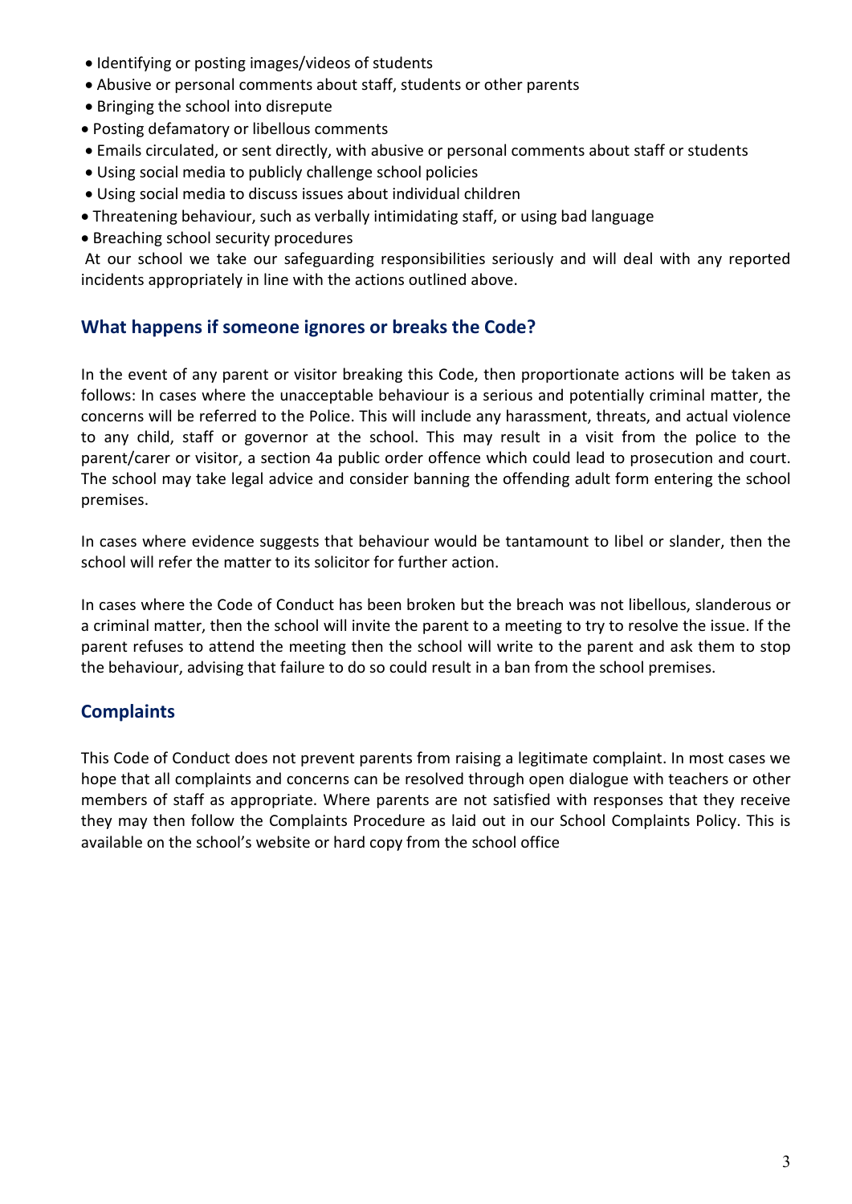- Identifying or posting images/videos of students
- Abusive or personal comments about staff, students or other parents
- Bringing the school into disrepute
- Posting defamatory or libellous comments
- Emails circulated, or sent directly, with abusive or personal comments about staff or students
- Using social media to publicly challenge school policies
- Using social media to discuss issues about individual children
- Threatening behaviour, such as verbally intimidating staff, or using bad language
- Breaching school security procedures

At our school we take our safeguarding responsibilities seriously and will deal with any reported incidents appropriately in line with the actions outlined above.

## What happens if someone ignores or breaks the Code?

In the event of any parent or visitor breaking this Code, then proportionate actions will be taken as follows: In cases where the unacceptable behaviour is a serious and potentially criminal matter, the concerns will be referred to the Police. This will include any harassment, threats, and actual violence to any child, staff or governor at the school. This may result in a visit from the police to the parent/carer or visitor, a section 4a public order offence which could lead to prosecution and court. The school may take legal advice and consider banning the offending adult form entering the school premises.

In cases where evidence suggests that behaviour would be tantamount to libel or slander, then the school will refer the matter to its solicitor for further action.

In cases where the Code of Conduct has been broken but the breach was not libellous, slanderous or a criminal matter, then the school will invite the parent to a meeting to try to resolve the issue. If the parent refuses to attend the meeting then the school will write to the parent and ask them to stop the behaviour, advising that failure to do so could result in a ban from the school premises.

## Complaints

This Code of Conduct does not prevent parents from raising a legitimate complaint. In most cases we hope that all complaints and concerns can be resolved through open dialogue with teachers or other members of staff as appropriate. Where parents are not satisfied with responses that they receive they may then follow the Complaints Procedure as laid out in our School Complaints Policy. This is available on the school's website or hard copy from the school office